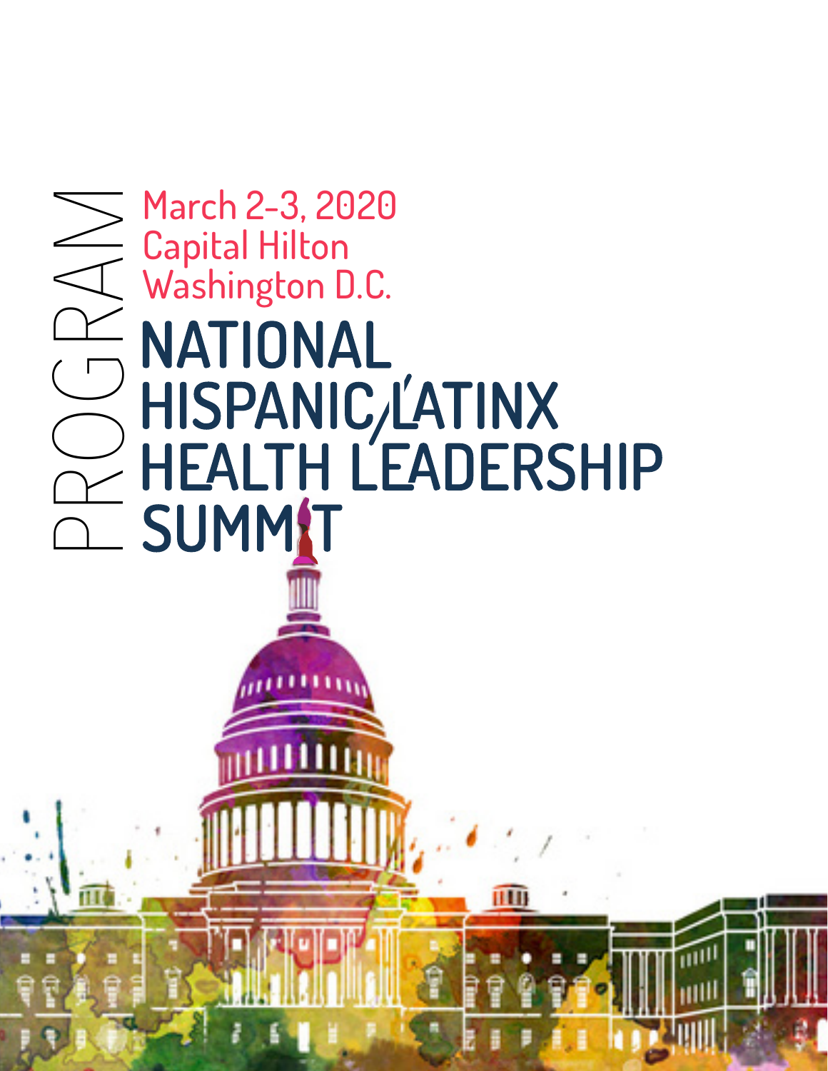PROGRAM

March 2-3, 2020
Capital Hilton
Washington D.C.

# NATIONAL HISPANIC/LATINX HEALTH LEADERSHIP SUMMIT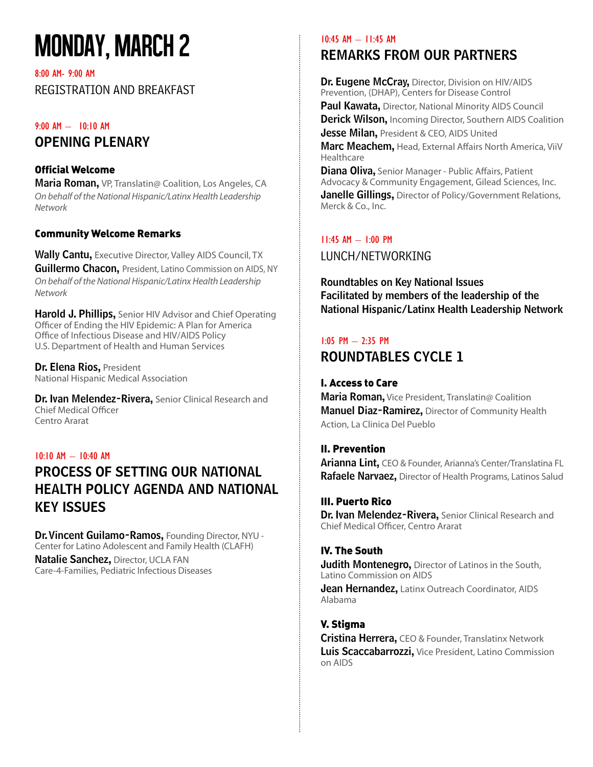# MONDAY, MARCH 2

8:00 AM- 9:00 AM

REGISTRATION AND BREAKFAST

9:00 AM — 10:10 AM

## OPENING PLENARY

### Official Welcome

**Maria Roman,** VP, Translatin@ Coalition, Los Angeles, CA
*On behalf of the National Hispanic/Latinx Health Leadership Network*

### Community Welcome Remarks

**Wally Cantu,** Executive Director, Valley AIDS Council, TX
**Guillermo Chacon,** President, Latino Commission on AIDS, NY
*On behalf of the National Hispanic/Latinx Health Leadership Network*

**Harold J. Phillips,** Senior HIV Advisor and Chief Operating Officer of Ending the HIV Epidemic: A Plan for America
Office of Infectious Disease and HIV/AIDS Policy
U.S. Department of Health and Human Services

**Dr. Elena Rios,** President
National Hispanic Medical Association

**Dr. Ivan Melendez-Rivera,** Senior Clinical Research and Chief Medical Officer
Centro Ararat

10:10 AM — 10:40 AM

## PROCESS OF SETTING OUR NATIONAL HEALTH POLICY AGENDA AND NATIONAL KEY ISSUES

**Dr. Vincent Guilamo-Ramos,** Founding Director, NYU - Center for Latino Adolescent and Family Health (CLAFH)
**Natalie Sanchez,** Director, UCLA FAN Care-4-Families, Pediatric Infectious Diseases

10:45 AM — 11:45 AM

## REMARKS FROM OUR PARTNERS

**Dr. Eugene McCray,** Director, Division on HIV/AIDS Prevention, (DHAP), Centers for Disease Control
**Paul Kawata,** Director, National Minority AIDS Council
**Derick Wilson,** Incoming Director, Southern AIDS Coalition
**Jesse Milan,** President & CEO, AIDS United
**Marc Meachem,** Head, External Affairs North America, ViiV Healthcare
**Diana Oliva,** Senior Manager - Public Affairs, Patient Advocacy & Community Engagement, Gilead Sciences, Inc.
**Janelle Gillings,** Director of Policy/Government Relations, Merck & Co., Inc.

11:45 AM — 1:00 PM

LUNCH/NETWORKING

**Roundtables on Key National Issues**
**Facilitated by members of the leadership of the National Hispanic/Latinx Health Leadership Network**

1:05 PM — 2:35 PM

## ROUNDTABLES CYCLE 1

### I. Access to Care

**Maria Roman,** Vice President, Translatin@ Coalition
**Manuel Diaz-Ramirez,** Director of Community Health Action, La Clinica Del Pueblo

### II. Prevention

**Arianna Lint,** CEO & Founder, Arianna's Center/Translatina FL
**Rafaele Narvaez,** Director of Health Programs, Latinos Salud

### III. Puerto Rico

**Dr. Ivan Melendez-Rivera,** Senior Clinical Research and Chief Medical Officer, Centro Ararat

### IV. The South

**Judith Montenegro,** Director of Latinos in the South, Latino Commission on AIDS
**Jean Hernandez,** Latinx Outreach Coordinator, AIDS Alabama

### V. Stigma

**Cristina Herrera,** CEO & Founder, Translatinx Network
**Luis Scaccabarrozzi,** Vice President, Latino Commission on AIDS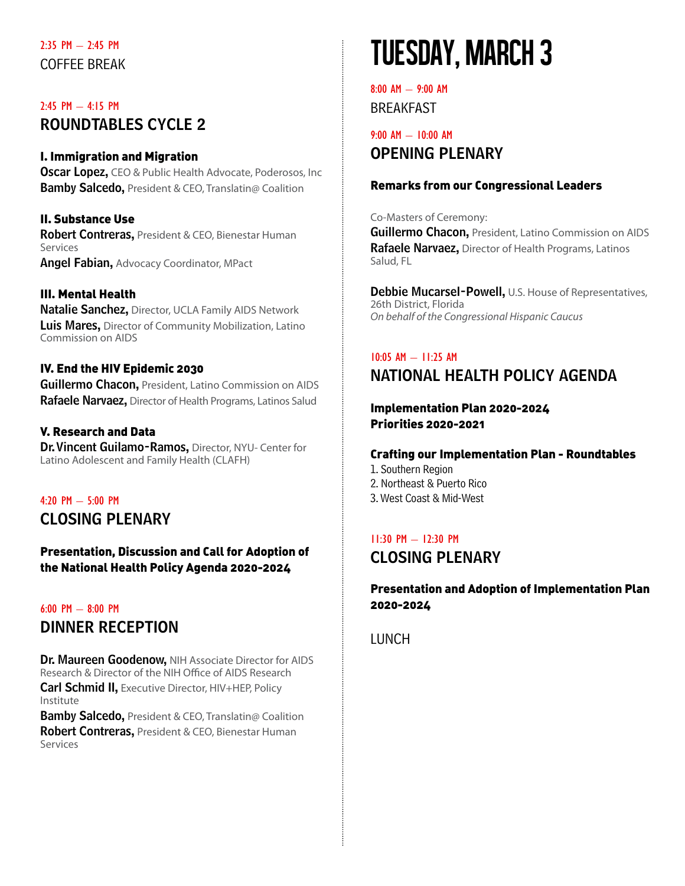2:35 PM — 2:45 PM

COFFEE BREAK

2:45 PM — 4:15 PM

## ROUNDTABLES CYCLE 2

**I. Immigration and Migration**

**Oscar Lopez,** CEO & Public Health Advocate, Poderosos, Inc

**Bamby Salcedo,** President & CEO, Translatin@ Coalition

**II. Substance Use**

**Robert Contreras,** President & CEO, Bienestar Human Services

**Angel Fabian,** Advocacy Coordinator, MPact

**III. Mental Health**

**Natalie Sanchez,** Director, UCLA Family AIDS Network

**Luis Mares,** Director of Community Mobilization, Latino Commission on AIDS

**IV. End the HIV Epidemic 2030**

**Guillermo Chacon,** President, Latino Commission on AIDS

**Rafaele Narvaez,** Director of Health Programs, Latinos Salud

**V. Research and Data**

**Dr. Vincent Guilamo-Ramos,** Director, NYU- Center for Latino Adolescent and Family Health (CLAFH)

4:20 PM — 5:00 PM

## CLOSING PLENARY

**Presentation, Discussion and Call for Adoption of the National Health Policy Agenda 2020-2024**

6:00 PM — 8:00 PM

## DINNER RECEPTION

**Dr. Maureen Goodenow,** NIH Associate Director for AIDS Research & Director of the NIH Office of AIDS Research

**Carl Schmid II,** Executive Director, HIV+HEP, Policy Institute

**Bamby Salcedo,** President & CEO, Translatin@ Coalition

**Robert Contreras,** President & CEO, Bienestar Human Services

# TUESDAY, MARCH 3

8:00 AM — 9:00 AM

BREAKFAST

9:00 AM — 10:00 AM

## OPENING PLENARY

**Remarks from our Congressional Leaders**

Co-Masters of Ceremony:

**Guillermo Chacon,** President, Latino Commission on AIDS

**Rafaele Narvaez,** Director of Health Programs, Latinos Salud, FL

**Debbie Mucarsel-Powell,** U.S. House of Representatives, 26th District, Florida

*On behalf of the Congressional Hispanic Caucus*

10:05 AM — 11:25 AM

## NATIONAL HEALTH POLICY AGENDA

**Implementation Plan 2020-2024**

**Priorities 2020-2021**

**Crafting our Implementation Plan - Roundtables**

1. Southern Region
2. Northeast & Puerto Rico
3. West Coast & Mid-West

11:30 PM — 12:30 PM

## CLOSING PLENARY

**Presentation and Adoption of Implementation Plan 2020-2024**

LUNCH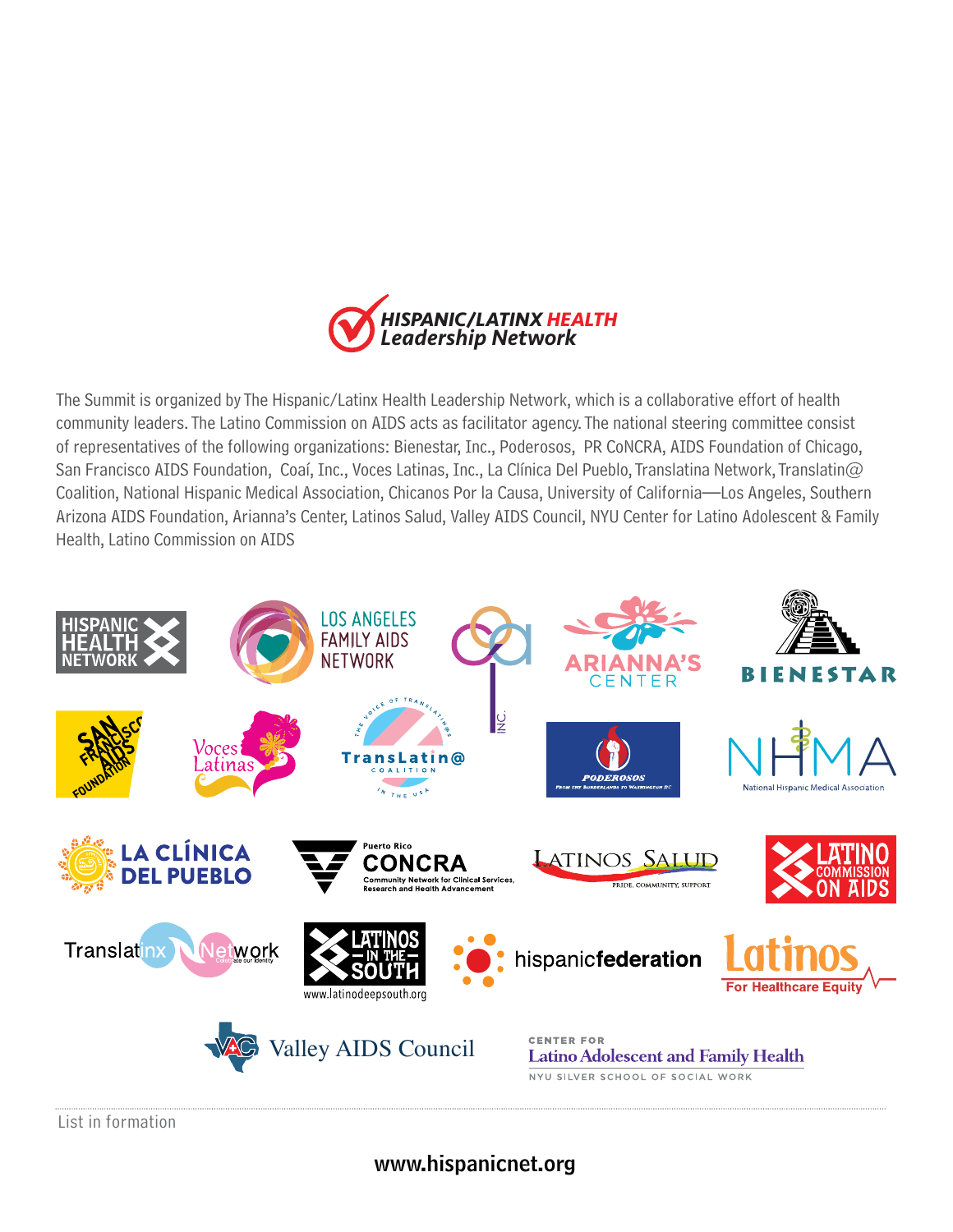HISPANIC/LATINX HEALTH Leadership Network

The Summit is organized by The Hispanic/Latinx Health Leadership Network, which is a collaborative effort of health community leaders. The Latino Commission on AIDS acts as facilitator agency. The national steering committee consist of representatives of the following organizations: Bienestar, Inc., Poderosos, PR CoNCRA, AIDS Foundation of Chicago, San Francisco AIDS Foundation, Coaí, Inc., Voces Latinas, Inc., La Clínica Del Pueblo, Translatina Network, Translatin@ Coalition, National Hispanic Medical Association, Chicanos Por la Causa, University of California—Los Angeles, Southern Arizona AIDS Foundation, Arianna's Center, Latinos Salud, Valley AIDS Council, NYU Center for Latino Adolescent & Family Health, Latino Commission on AIDS

List in formation

www.hispanicnet.org